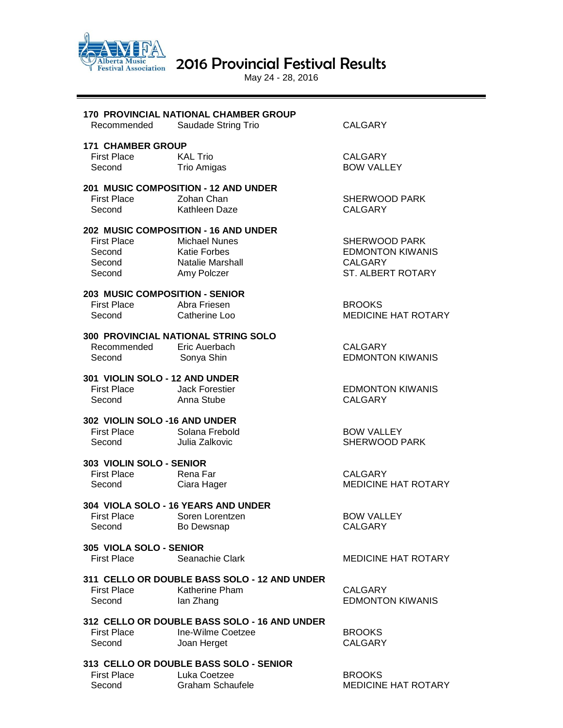# 2016 Provincial Festival Results

May 24 - 28, 2016

### 170 PROVINCIAL NATIONAL CHAMBER GROUP

| | | |
|---|---|---|
| Recommended | Saudade String Trio | CALGARY |

### 171 CHAMBER GROUP

| | | |
|---|---|---|
| First Place | KAL Trio | CALGARY |
| Second | Trio Amigas | BOW VALLEY |

### 201 MUSIC COMPOSITION - 12 AND UNDER

| | | |
|---|---|---|
| First Place | Zohan Chan | SHERWOOD PARK |
| Second | Kathleen Daze | CALGARY |

### 202 MUSIC COMPOSITION - 16 AND UNDER

| | | |
|---|---|---|
| First Place | Michael Nunes | SHERWOOD PARK |
| Second | Katie Forbes | EDMONTON KIWANIS |
| Second | Natalie Marshall | CALGARY |
| Second | Amy Polczer | ST. ALBERT ROTARY |

### 203 MUSIC COMPOSITION - SENIOR

| | | |
|---|---|---|
| First Place | Abra Friesen | BROOKS |
| Second | Catherine Loo | MEDICINE HAT ROTARY |

### 300 PROVINCIAL NATIONAL STRING SOLO

| | | |
|---|---|---|
| Recommended | Eric Auerbach | CALGARY |
| Second | Sonya Shin | EDMONTON KIWANIS |

### 301 VIOLIN SOLO - 12 AND UNDER

| | | |
|---|---|---|
| First Place | Jack Forestier | EDMONTON KIWANIS |
| Second | Anna Stube | CALGARY |

### 302 VIOLIN SOLO -16 AND UNDER

| | | |
|---|---|---|
| First Place | Solana Frebold | BOW VALLEY |
| Second | Julia Zalkovic | SHERWOOD PARK |

### 303 VIOLIN SOLO - SENIOR

| | | |
|---|---|---|
| First Place | Rena Far | CALGARY |
| Second | Ciara Hager | MEDICINE HAT ROTARY |

### 304 VIOLA SOLO - 16 YEARS AND UNDER

| | | |
|---|---|---|
| First Place | Soren Lorentzen | BOW VALLEY |
| Second | Bo Dewsnap | CALGARY |

### 305 VIOLA SOLO - SENIOR

| | | |
|---|---|---|
| First Place | Seanachie Clark | MEDICINE HAT ROTARY |

### 311 CELLO OR DOUBLE BASS SOLO - 12 AND UNDER

| | | |
|---|---|---|
| First Place | Katherine Pham | CALGARY |
| Second | Ian Zhang | EDMONTON KIWANIS |

### 312 CELLO OR DOUBLE BASS SOLO - 16 AND UNDER

| | | |
|---|---|---|
| First Place | Ine-Wilme Coetzee | BROOKS |
| Second | Joan Herget | CALGARY |

### 313 CELLO OR DOUBLE BASS SOLO - SENIOR

| | | |
|---|---|---|
| First Place | Luka Coetzee | BROOKS |
| Second | Graham Schaufele | MEDICINE HAT ROTARY |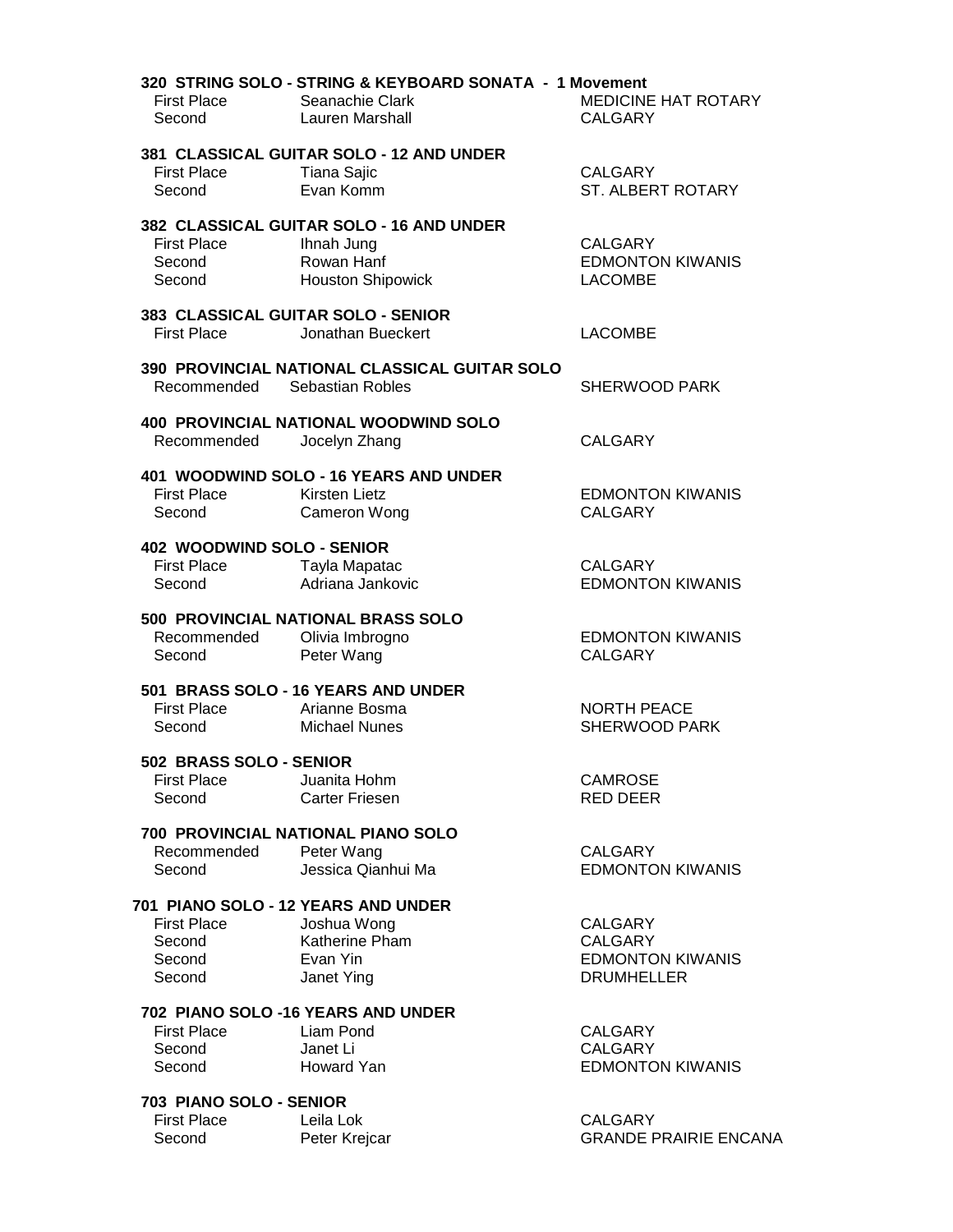### 320 STRING SOLO - STRING & KEYBOARD SONATA - 1 Movement

| | | |
|---|---|---|
| First Place | Seanachie Clark | MEDICINE HAT ROTARY |
| Second | Lauren Marshall | CALGARY |

### 381 CLASSICAL GUITAR SOLO - 12 AND UNDER

| | | |
|---|---|---|
| First Place | Tiana Sajic | CALGARY |
| Second | Evan Komm | ST. ALBERT ROTARY |

### 382 CLASSICAL GUITAR SOLO - 16 AND UNDER

| | | |
|---|---|---|
| First Place | Ihnah Jung | CALGARY |
| Second | Rowan Hanf | EDMONTON KIWANIS |
| Second | Houston Shipowick | LACOMBE |

### 383 CLASSICAL GUITAR SOLO - SENIOR

| | | |
|---|---|---|
| First Place | Jonathan Bueckert | LACOMBE |

### 390 PROVINCIAL NATIONAL CLASSICAL GUITAR SOLO

| | | |
|---|---|---|
| Recommended | Sebastian Robles | SHERWOOD PARK |

### 400 PROVINCIAL NATIONAL WOODWIND SOLO

| | | |
|---|---|---|
| Recommended | Jocelyn Zhang | CALGARY |

### 401 WOODWIND SOLO - 16 YEARS AND UNDER

| | | |
|---|---|---|
| First Place | Kirsten Lietz | EDMONTON KIWANIS |
| Second | Cameron Wong | CALGARY |

### 402 WOODWIND SOLO - SENIOR

| | | |
|---|---|---|
| First Place | Tayla Mapatac | CALGARY |
| Second | Adriana Jankovic | EDMONTON KIWANIS |

### 500 PROVINCIAL NATIONAL BRASS SOLO

| | | |
|---|---|---|
| Recommended | Olivia Imbrogno | EDMONTON KIWANIS |
| Second | Peter Wang | CALGARY |

### 501 BRASS SOLO - 16 YEARS AND UNDER

| | | |
|---|---|---|
| First Place | Arianne Bosma | NORTH PEACE |
| Second | Michael Nunes | SHERWOOD PARK |

### 502 BRASS SOLO - SENIOR

| | | |
|---|---|---|
| First Place | Juanita Hohm | CAMROSE |
| Second | Carter Friesen | RED DEER |

### 700 PROVINCIAL NATIONAL PIANO SOLO

| | | |
|---|---|---|
| Recommended | Peter Wang | CALGARY |
| Second | Jessica Qianhui Ma | EDMONTON KIWANIS |

### 701 PIANO SOLO - 12 YEARS AND UNDER

| | | |
|---|---|---|
| First Place | Joshua Wong | CALGARY |
| Second | Katherine Pham | CALGARY |
| Second | Evan Yin | EDMONTON KIWANIS |
| Second | Janet Ying | DRUMHELLER |

### 702 PIANO SOLO -16 YEARS AND UNDER

| | | |
|---|---|---|
| First Place | Liam Pond | CALGARY |
| Second | Janet Li | CALGARY |
| Second | Howard Yan | EDMONTON KIWANIS |

### 703 PIANO SOLO - SENIOR

| | | |
|---|---|---|
| First Place | Leila Lok | CALGARY |
| Second | Peter Krejcar | GRANDE PRAIRIE ENCANA |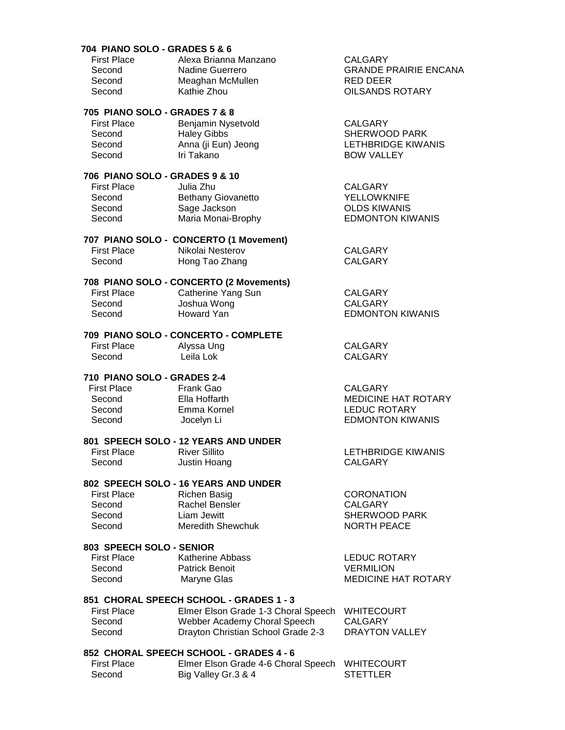### 704 PIANO SOLO - GRADES 5 & 6

| | | |
|---|---|---|
| First Place | Alexa Brianna Manzano | CALGARY |
| Second | Nadine Guerrero | GRANDE PRAIRIE ENCANA |
| Second | Meaghan McMullen | RED DEER |
| Second | Kathie Zhou | OILSANDS ROTARY |

### 705 PIANO SOLO - GRADES 7 & 8

| | | |
|---|---|---|
| First Place | Benjamin Nysetvold | CALGARY |
| Second | Haley Gibbs | SHERWOOD PARK |
| Second | Anna (ji Eun) Jeong | LETHBRIDGE KIWANIS |
| Second | Iri Takano | BOW VALLEY |

### 706 PIANO SOLO - GRADES 9 & 10

| | | |
|---|---|---|
| First Place | Julia Zhu | CALGARY |
| Second | Bethany Giovanetto | YELLOWKNIFE |
| Second | Sage Jackson | OLDS KIWANIS |
| Second | Maria Monai-Brophy | EDMONTON KIWANIS |

### 707 PIANO SOLO - CONCERTO (1 Movement)

| | | |
|---|---|---|
| First Place | Nikolai Nesterov | CALGARY |
| Second | Hong Tao Zhang | CALGARY |

### 708 PIANO SOLO - CONCERTO (2 Movements)

| | | |
|---|---|---|
| First Place | Catherine Yang Sun | CALGARY |
| Second | Joshua Wong | CALGARY |
| Second | Howard Yan | EDMONTON KIWANIS |

### 709 PIANO SOLO - CONCERTO - COMPLETE

| | | |
|---|---|---|
| First Place | Alyssa Ung | CALGARY |
| Second | Leila Lok | CALGARY |

### 710 PIANO SOLO - GRADES 2-4

| | | |
|---|---|---|
| First Place | Frank Gao | CALGARY |
| Second | Ella Hoffarth | MEDICINE HAT ROTARY |
| Second | Emma Kornel | LEDUC ROTARY |
| Second | Jocelyn Li | EDMONTON KIWANIS |

### 801 SPEECH SOLO - 12 YEARS AND UNDER

| | | |
|---|---|---|
| First Place | River Sillito | LETHBRIDGE KIWANIS |
| Second | Justin Hoang | CALGARY |

### 802 SPEECH SOLO - 16 YEARS AND UNDER

| | | |
|---|---|---|
| First Place | Richen Basig | CORONATION |
| Second | Rachel Bensler | CALGARY |
| Second | Liam Jewitt | SHERWOOD PARK |
| Second | Meredith Shewchuk | NORTH PEACE |

### 803 SPEECH SOLO - SENIOR

| | | |
|---|---|---|
| First Place | Katherine Abbass | LEDUC ROTARY |
| Second | Patrick Benoit | VERMILION |
| Second | Maryne Glas | MEDICINE HAT ROTARY |

### 851 CHORAL SPEECH SCHOOL - GRADES 1 - 3

| | | |
|---|---|---|
| First Place | Elmer Elson Grade 1-3 Choral Speech | WHITECOURT |
| Second | Webber Academy Choral Speech | CALGARY |
| Second | Drayton Christian School Grade 2-3 | DRAYTON VALLEY |

### 852 CHORAL SPEECH SCHOOL - GRADES 4 - 6

| | | |
|---|---|---|
| First Place | Elmer Elson Grade 4-6 Choral Speech | WHITECOURT |
| Second | Big Valley Gr.3 & 4 | STETTLER |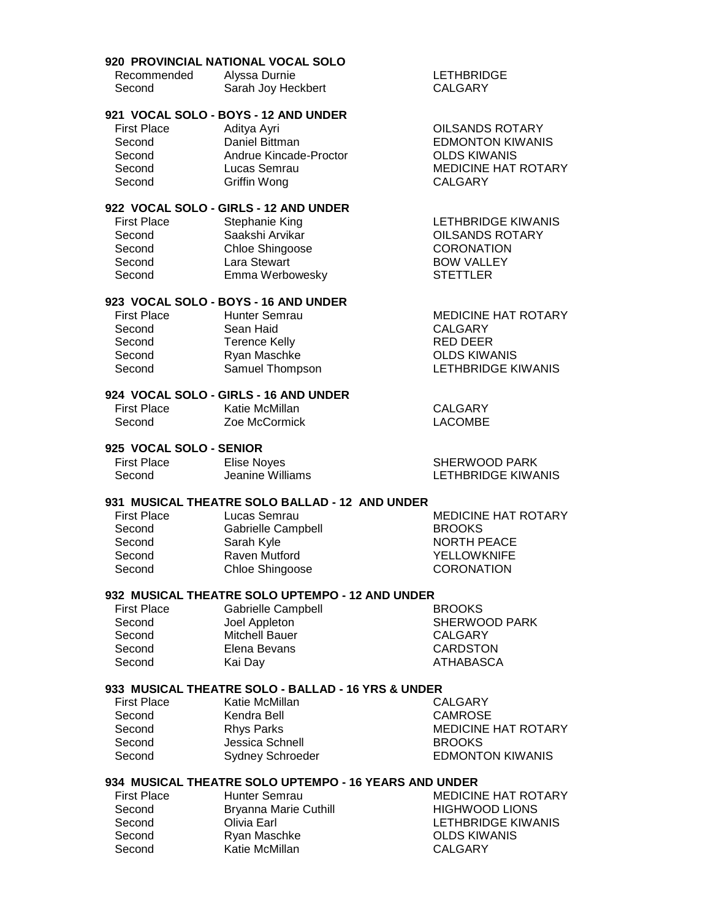**920 PROVINCIAL NATIONAL VOCAL SOLO**

| | | |
|---|---|---|
| Recommended | Alyssa Durnie | LETHBRIDGE |
| Second | Sarah Joy Heckbert | CALGARY |

**921 VOCAL SOLO - BOYS - 12 AND UNDER**

| | | |
|---|---|---|
| First Place | Aditya Ayri | OILSANDS ROTARY |
| Second | Daniel Bittman | EDMONTON KIWANIS |
| Second | Andrue Kincade-Proctor | OLDS KIWANIS |
| Second | Lucas Semrau | MEDICINE HAT ROTARY |
| Second | Griffin Wong | CALGARY |

**922 VOCAL SOLO - GIRLS - 12 AND UNDER**

| | | |
|---|---|---|
| First Place | Stephanie King | LETHBRIDGE KIWANIS |
| Second | Saakshi Arvikar | OILSANDS ROTARY |
| Second | Chloe Shingoose | CORONATION |
| Second | Lara Stewart | BOW VALLEY |
| Second | Emma Werbowesky | STETTLER |

**923 VOCAL SOLO - BOYS - 16 AND UNDER**

| | | |
|---|---|---|
| First Place | Hunter Semrau | MEDICINE HAT ROTARY |
| Second | Sean Haid | CALGARY |
| Second | Terence Kelly | RED DEER |
| Second | Ryan Maschke | OLDS KIWANIS |
| Second | Samuel Thompson | LETHBRIDGE KIWANIS |

**924 VOCAL SOLO - GIRLS - 16 AND UNDER**

| | | |
|---|---|---|
| First Place | Katie McMillan | CALGARY |
| Second | Zoe McCormick | LACOMBE |

**925 VOCAL SOLO - SENIOR**

| | | |
|---|---|---|
| First Place | Elise Noyes | SHERWOOD PARK |
| Second | Jeanine Williams | LETHBRIDGE KIWANIS |

**931 MUSICAL THEATRE SOLO BALLAD - 12 AND UNDER**

| | | |
|---|---|---|
| First Place | Lucas Semrau | MEDICINE HAT ROTARY |
| Second | Gabrielle Campbell | BROOKS |
| Second | Sarah Kyle | NORTH PEACE |
| Second | Raven Mutford | YELLOWKNIFE |
| Second | Chloe Shingoose | CORONATION |

**932 MUSICAL THEATRE SOLO UPTEMPO - 12 AND UNDER**

| | | |
|---|---|---|
| First Place | Gabrielle Campbell | BROOKS |
| Second | Joel Appleton | SHERWOOD PARK |
| Second | Mitchell Bauer | CALGARY |
| Second | Elena Bevans | CARDSTON |
| Second | Kai Day | ATHABASCA |

**933 MUSICAL THEATRE SOLO - BALLAD - 16 YRS & UNDER**

| | | |
|---|---|---|
| First Place | Katie McMillan | CALGARY |
| Second | Kendra Bell | CAMROSE |
| Second | Rhys Parks | MEDICINE HAT ROTARY |
| Second | Jessica Schnell | BROOKS |
| Second | Sydney Schroeder | EDMONTON KIWANIS |

**934 MUSICAL THEATRE SOLO UPTEMPO - 16 YEARS AND UNDER**

| | | |
|---|---|---|
| First Place | Hunter Semrau | MEDICINE HAT ROTARY |
| Second | Bryanna Marie Cuthill | HIGHWOOD LIONS |
| Second | Olivia Earl | LETHBRIDGE KIWANIS |
| Second | Ryan Maschke | OLDS KIWANIS |
| Second | Katie McMillan | CALGARY |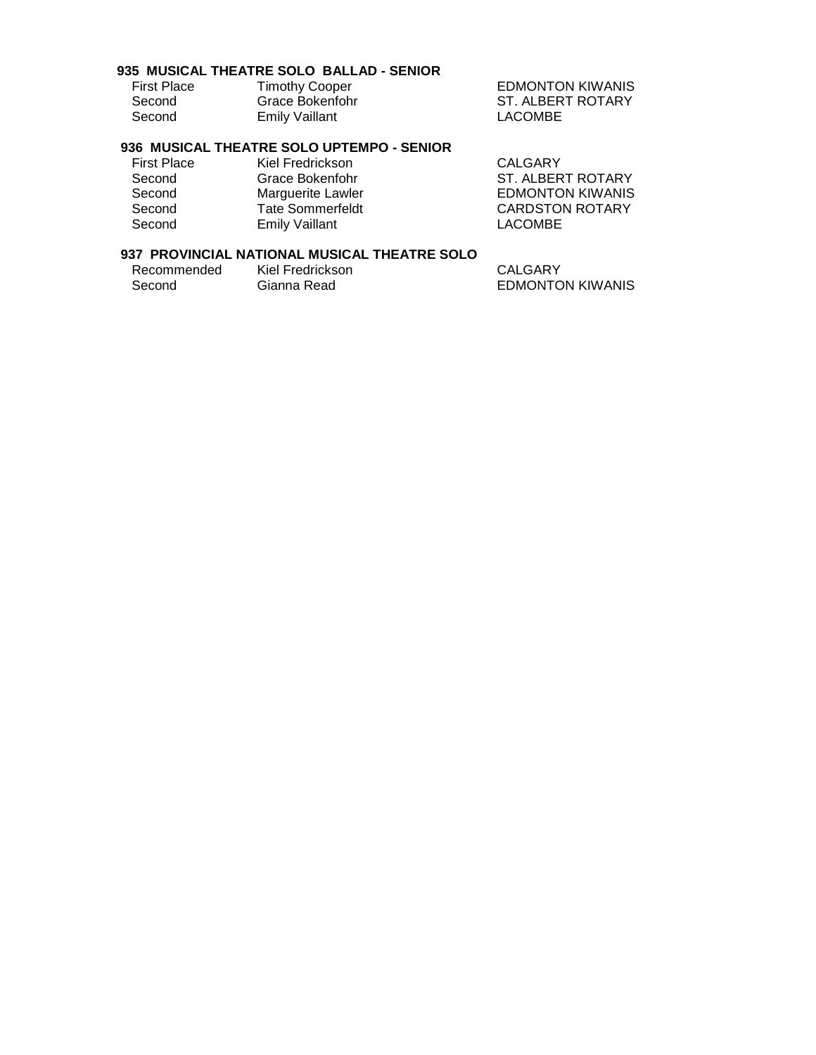**935 MUSICAL THEATRE SOLO BALLAD - SENIOR**

| | | |
|---|---|---|
| First Place | Timothy Cooper | EDMONTON KIWANIS |
| Second | Grace Bokenfohr | ST. ALBERT ROTARY |
| Second | Emily Vaillant | LACOMBE |

**936 MUSICAL THEATRE SOLO UPTEMPO - SENIOR**

| | | |
|---|---|---|
| First Place | Kiel Fredrickson | CALGARY |
| Second | Grace Bokenfohr | ST. ALBERT ROTARY |
| Second | Marguerite Lawler | EDMONTON KIWANIS |
| Second | Tate Sommerfeldt | CARDSTON ROTARY |
| Second | Emily Vaillant | LACOMBE |

**937 PROVINCIAL NATIONAL MUSICAL THEATRE SOLO**

| | | |
|---|---|---|
| Recommended | Kiel Fredrickson | CALGARY |
| Second | Gianna Read | EDMONTON KIWANIS |